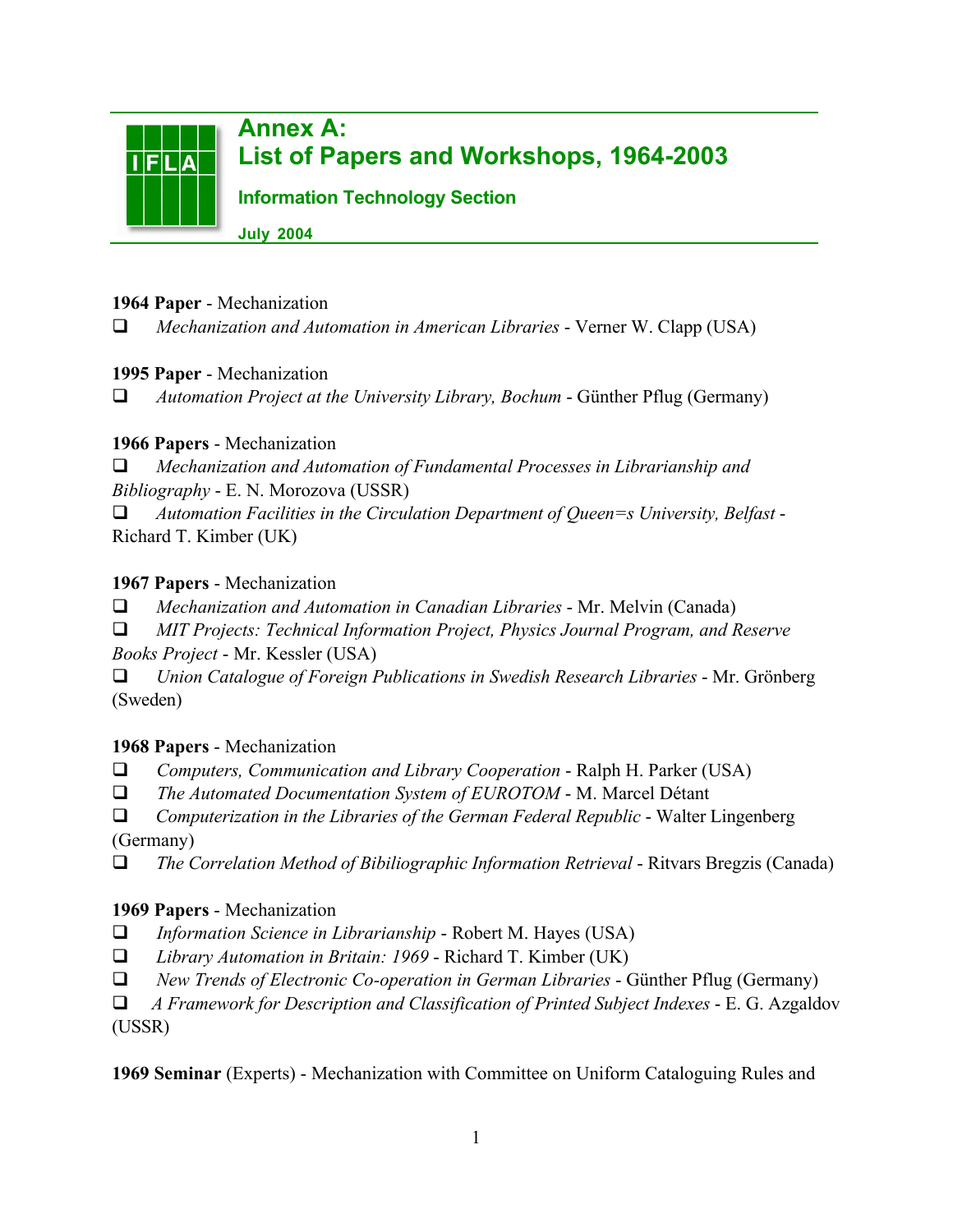# Annex A: List of Papers and Workshops, 1964-2003

## Information Technology Section

**July 2004**

**1964 Paper** - Mechanization

- *Mechanization and Automation in American Libraries* - Verner W. Clapp (USA)

**1995 Paper** - Mechanization

- *Automation Project at the University Library, Bochum* - Günther Pflug (Germany)

**1966 Papers** - Mechanization

- *Mechanization and Automation of Fundamental Processes in Librarianship and Bibliography* - E. N. Morozova (USSR)
- *Automation Facilities in the Circulation Department of Queen=s University, Belfast* - Richard T. Kimber (UK)

**1967 Papers** - Mechanization

- *Mechanization and Automation in Canadian Libraries* - Mr. Melvin (Canada)
- *MIT Projects: Technical Information Project, Physics Journal Program, and Reserve Books Project* - Mr. Kessler (USA)
- *Union Catalogue of Foreign Publications in Swedish Research Libraries* - Mr. Grönberg (Sweden)

**1968 Papers** - Mechanization

- *Computers, Communication and Library Cooperation* - Ralph H. Parker (USA)
- *The Automated Documentation System of EUROTOM* - M. Marcel Détant
- *Computerization in the Libraries of the German Federal Republic* - Walter Lingenberg (Germany)
- *The Correlation Method of Bibiliographic Information Retrieval* - Ritvars Bregzis (Canada)

**1969 Papers** - Mechanization

- *Information Science in Librarianship* - Robert M. Hayes (USA)
- *Library Automation in Britain: 1969* - Richard T. Kimber (UK)
- *New Trends of Electronic Co-operation in German Libraries* - Günther Pflug (Germany)
- *A Framework for Description and Classification of Printed Subject Indexes* - E. G. Azgaldov (USSR)

**1969 Seminar** (Experts) - Mechanization with Committee on Uniform Cataloguing Rules and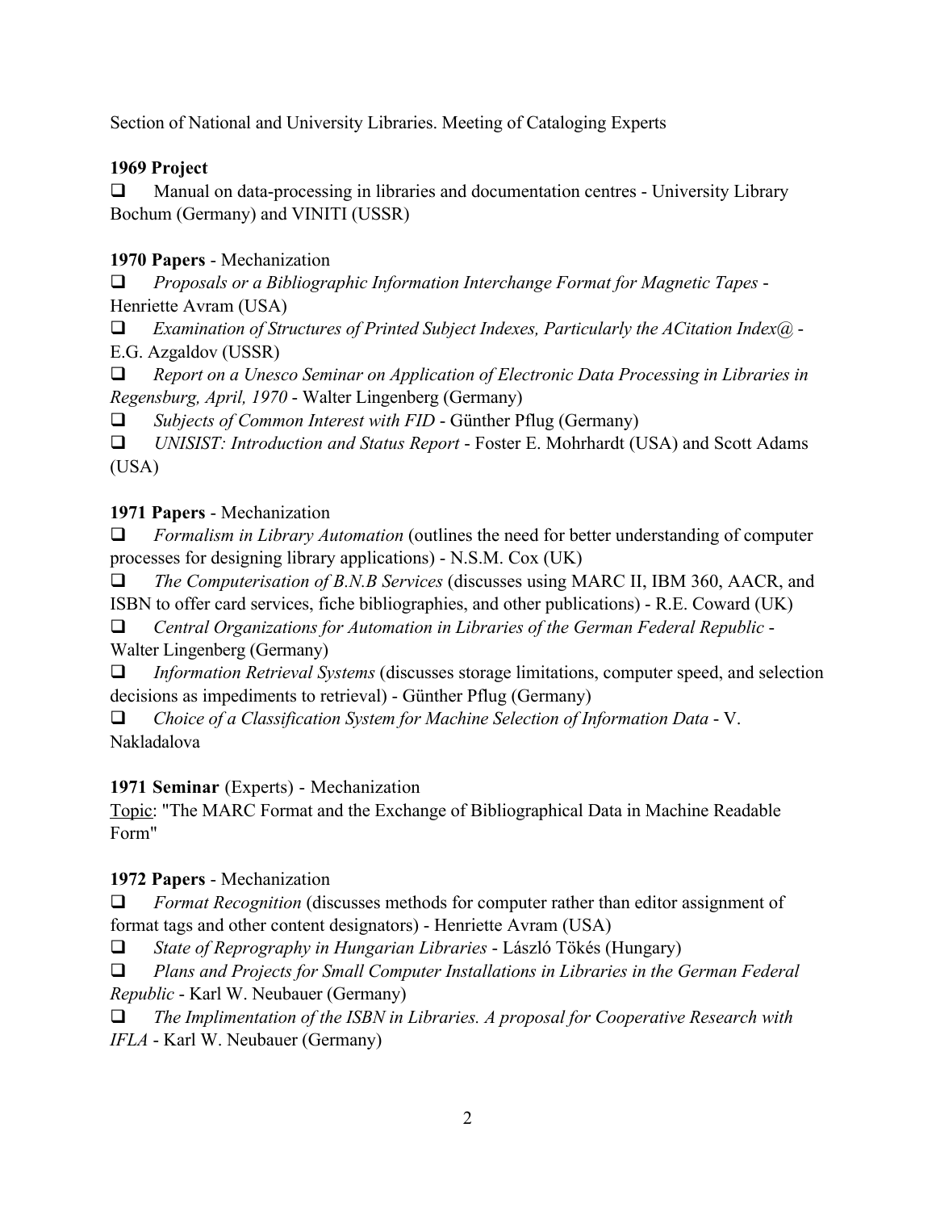Section of National and University Libraries. Meeting of Cataloging Experts

**1969 Project**

- Manual on data-processing in libraries and documentation centres - University Library Bochum (Germany) and VINITI (USSR)

**1970 Papers** - Mechanization

- *Proposals or a Bibliographic Information Interchange Format for Magnetic Tapes* - Henriette Avram (USA)
- *Examination of Structures of Printed Subject Indexes, Particularly the ACitation Index@* - E.G. Azgaldov (USSR)
- *Report on a Unesco Seminar on Application of Electronic Data Processing in Libraries in Regensburg, April, 1970* - Walter Lingenberg (Germany)
- *Subjects of Common Interest with FID* - Günther Pflug (Germany)
- *UNISIST: Introduction and Status Report* - Foster E. Mohrhardt (USA) and Scott Adams (USA)

**1971 Papers** - Mechanization

- *Formalism in Library Automation* (outlines the need for better understanding of computer processes for designing library applications) - N.S.M. Cox (UK)
- *The Computerisation of B.N.B Services* (discusses using MARC II, IBM 360, AACR, and ISBN to offer card services, fiche bibliographies, and other publications) - R.E. Coward (UK)
- *Central Organizations for Automation in Libraries of the German Federal Republic* - Walter Lingenberg (Germany)
- *Information Retrieval Systems* (discusses storage limitations, computer speed, and selection decisions as impediments to retrieval) - Günther Pflug (Germany)
- *Choice of a Classification System for Machine Selection of Information Data* - V. Nakladalova

**1971 Seminar** (Experts) - Mechanization

Topic: "The MARC Format and the Exchange of Bibliographical Data in Machine Readable Form"

**1972 Papers** - Mechanization

- *Format Recognition* (discusses methods for computer rather than editor assignment of format tags and other content designators) - Henriette Avram (USA)
- *State of Reprography in Hungarian Libraries* - László Tökés (Hungary)
- *Plans and Projects for Small Computer Installations in Libraries in the German Federal Republic* - Karl W. Neubauer (Germany)
- *The Implimentation of the ISBN in Libraries. A proposal for Cooperative Research with IFLA* - Karl W. Neubauer (Germany)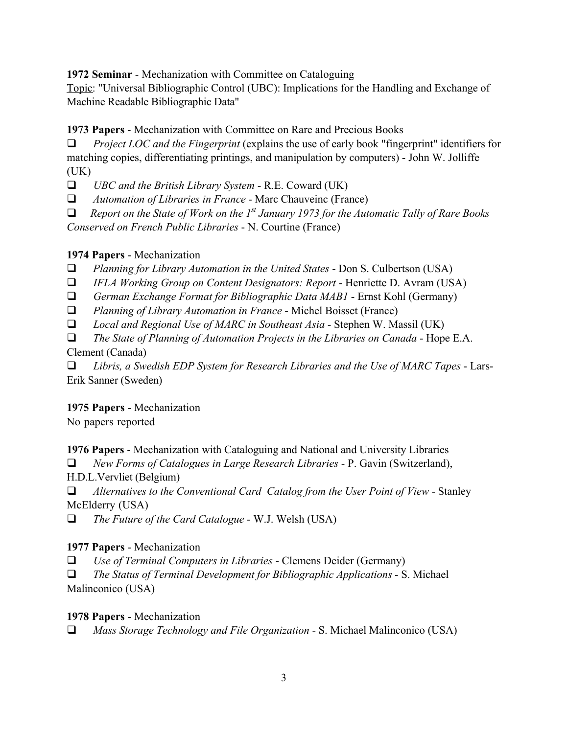**1972 Seminar** - Mechanization with Committee on Cataloguing

Topic: "Universal Bibliographic Control (UBC): Implications for the Handling and Exchange of Machine Readable Bibliographic Data"

**1973 Papers** - Mechanization with Committee on Rare and Precious Books

- *Project LOC and the Fingerprint* (explains the use of early book "fingerprint" identifiers for matching copies, differentiating printings, and manipulation by computers) - John W. Jolliffe (UK)
- *UBC and the British Library System* - R.E. Coward (UK)
- *Automation of Libraries in France* - Marc Chauveinc (France)
- *Report on the State of Work on the 1st January 1973 for the Automatic Tally of Rare Books Conserved on French Public Libraries* - N. Courtine (France)

**1974 Papers** - Mechanization

- *Planning for Library Automation in the United States* - Don S. Culbertson (USA)
- *IFLA Working Group on Content Designators: Report* - Henriette D. Avram (USA)
- *German Exchange Format for Bibliographic Data MAB1* - Ernst Kohl (Germany)
- *Planning of Library Automation in France* - Michel Boisset (France)
- *Local and Regional Use of MARC in Southeast Asia* - Stephen W. Massil (UK)
- *The State of Planning of Automation Projects in the Libraries on Canada* - Hope E.A. Clement (Canada)
- *Libris, a Swedish EDP System for Research Libraries and the Use of MARC Tapes* - Lars-Erik Sanner (Sweden)

**1975 Papers** - Mechanization

No papers reported

**1976 Papers** - Mechanization with Cataloguing and National and University Libraries

- *New Forms of Catalogues in Large Research Libraries* - P. Gavin (Switzerland), H.D.L.Vervliet (Belgium)
- *Alternatives to the Conventional Card Catalog from the User Point of View* - Stanley McElderry (USA)
- *The Future of the Card Catalogue* - W.J. Welsh (USA)

**1977 Papers** - Mechanization

- *Use of Terminal Computers in Libraries* - Clemens Deider (Germany)
- *The Status of Terminal Development for Bibliographic Applications* - S. Michael Malinconico (USA)

**1978 Papers** - Mechanization

- *Mass Storage Technology and File Organization* - S. Michael Malinconico (USA)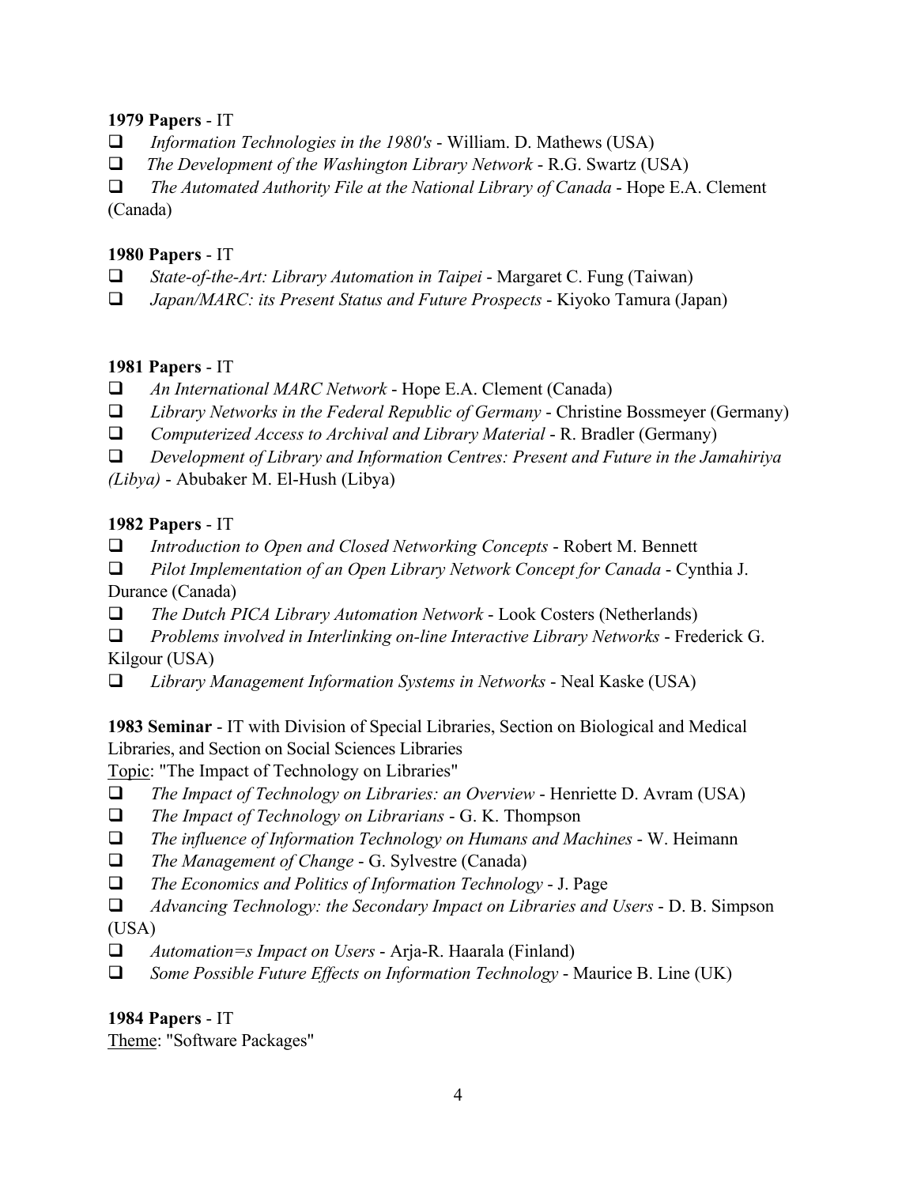**1979 Papers** - IT

- *Information Technologies in the 1980's* - William. D. Mathews (USA)
- *The Development of the Washington Library Network* - R.G. Swartz (USA)
- *The Automated Authority File at the National Library of Canada* - Hope E.A. Clement (Canada)

**1980 Papers** - IT

- *State-of-the-Art: Library Automation in Taipei* - Margaret C. Fung (Taiwan)
- *Japan/MARC: its Present Status and Future Prospects* - Kiyoko Tamura (Japan)

**1981 Papers** - IT

- *An International MARC Network* - Hope E.A. Clement (Canada)
- *Library Networks in the Federal Republic of Germany* - Christine Bossmeyer (Germany)
- *Computerized Access to Archival and Library Material* - R. Bradler (Germany)
- *Development of Library and Information Centres: Present and Future in the Jamahiriya (Libya)* - Abubaker M. El-Hush (Libya)

**1982 Papers** - IT

- *Introduction to Open and Closed Networking Concepts* - Robert M. Bennett
- *Pilot Implementation of an Open Library Network Concept for Canada* - Cynthia J. Durance (Canada)
- *The Dutch PICA Library Automation Network* - Look Costers (Netherlands)
- *Problems involved in Interlinking on-line Interactive Library Networks* - Frederick G. Kilgour (USA)
- *Library Management Information Systems in Networks* - Neal Kaske (USA)

**1983 Seminar** - IT with Division of Special Libraries, Section on Biological and Medical Libraries, and Section on Social Sciences Libraries

Topic: "The Impact of Technology on Libraries"

- *The Impact of Technology on Libraries: an Overview* - Henriette D. Avram (USA)
- *The Impact of Technology on Librarians* - G. K. Thompson
- *The influence of Information Technology on Humans and Machines* - W. Heimann
- *The Management of Change* - G. Sylvestre (Canada)
- *The Economics and Politics of Information Technology* - J. Page
- *Advancing Technology: the Secondary Impact on Libraries and Users* - D. B. Simpson (USA)
- *Automation=s Impact on Users* - Arja-R. Haarala (Finland)
- *Some Possible Future Effects on Information Technology* - Maurice B. Line (UK)

**1984 Papers** - IT

Theme: "Software Packages"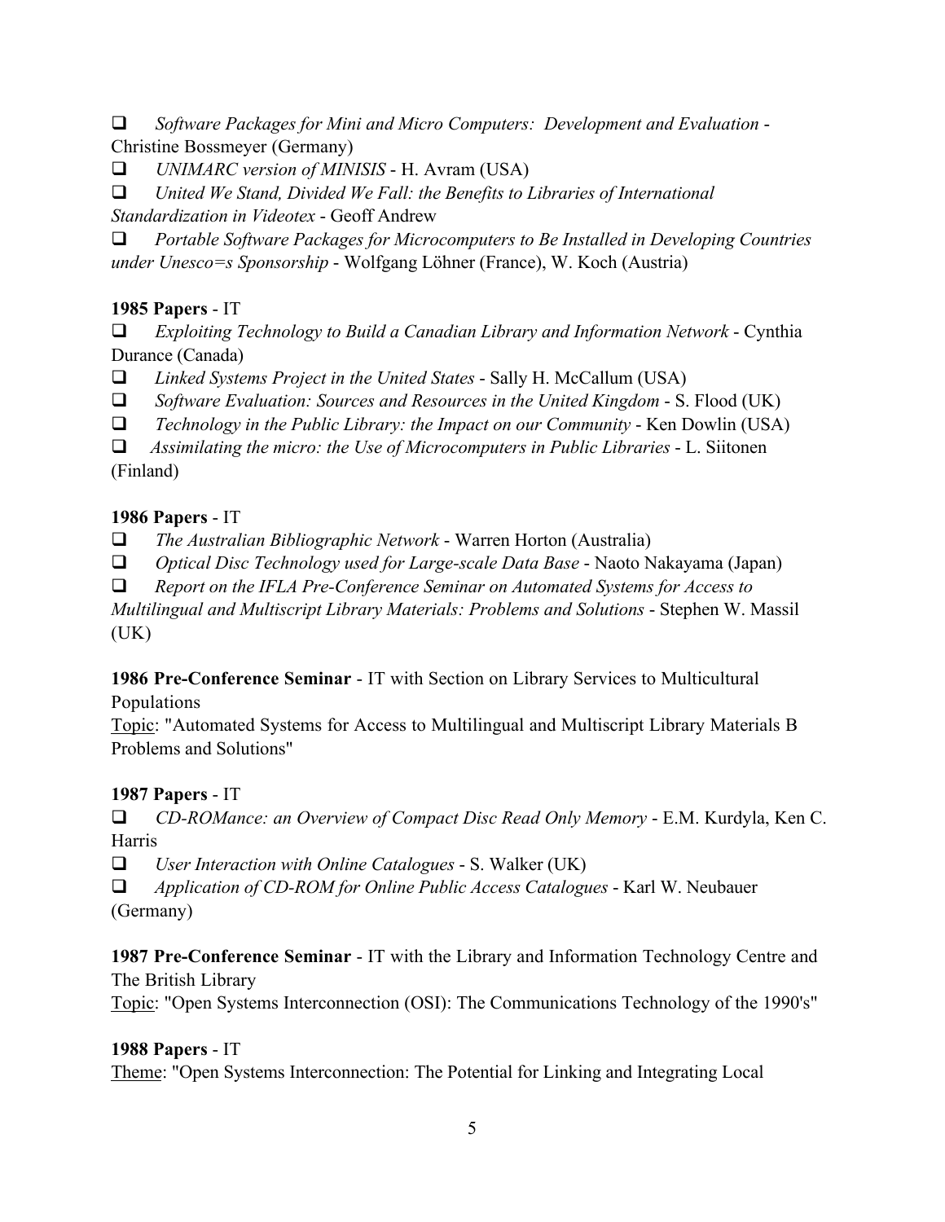- *Software Packages for Mini and Micro Computers: Development and Evaluation* - Christine Bossmeyer (Germany)
- *UNIMARC version of MINISIS* - H. Avram (USA)
- *United We Stand, Divided We Fall: the Benefits to Libraries of International Standardization in Videotex* - Geoff Andrew
- *Portable Software Packages for Microcomputers to Be Installed in Developing Countries under Unesco=s Sponsorship* - Wolfgang Löhner (France), W. Koch (Austria)

**1985 Papers** - IT

- *Exploiting Technology to Build a Canadian Library and Information Network* - Cynthia Durance (Canada)
- *Linked Systems Project in the United States* - Sally H. McCallum (USA)
- *Software Evaluation: Sources and Resources in the United Kingdom* - S. Flood (UK)
- *Technology in the Public Library: the Impact on our Community* - Ken Dowlin (USA)
- *Assimilating the micro: the Use of Microcomputers in Public Libraries* - L. Siitonen (Finland)

**1986 Papers** - IT

- *The Australian Bibliographic Network* - Warren Horton (Australia)
- *Optical Disc Technology used for Large-scale Data Base* - Naoto Nakayama (Japan)
- *Report on the IFLA Pre-Conference Seminar on Automated Systems for Access to Multilingual and Multiscript Library Materials: Problems and Solutions* - Stephen W. Massil (UK)

**1986 Pre-Conference Seminar** - IT with Section on Library Services to Multicultural Populations

Topic: "Automated Systems for Access to Multilingual and Multiscript Library Materials B Problems and Solutions"

**1987 Papers** - IT

- *CD-ROMance: an Overview of Compact Disc Read Only Memory* - E.M. Kurdyla, Ken C. Harris
- *User Interaction with Online Catalogues* - S. Walker (UK)
- *Application of CD-ROM for Online Public Access Catalogues* - Karl W. Neubauer (Germany)

**1987 Pre-Conference Seminar** - IT with the Library and Information Technology Centre and The British Library

Topic: "Open Systems Interconnection (OSI): The Communications Technology of the 1990's"

**1988 Papers** - IT

Theme: "Open Systems Interconnection: The Potential for Linking and Integrating Local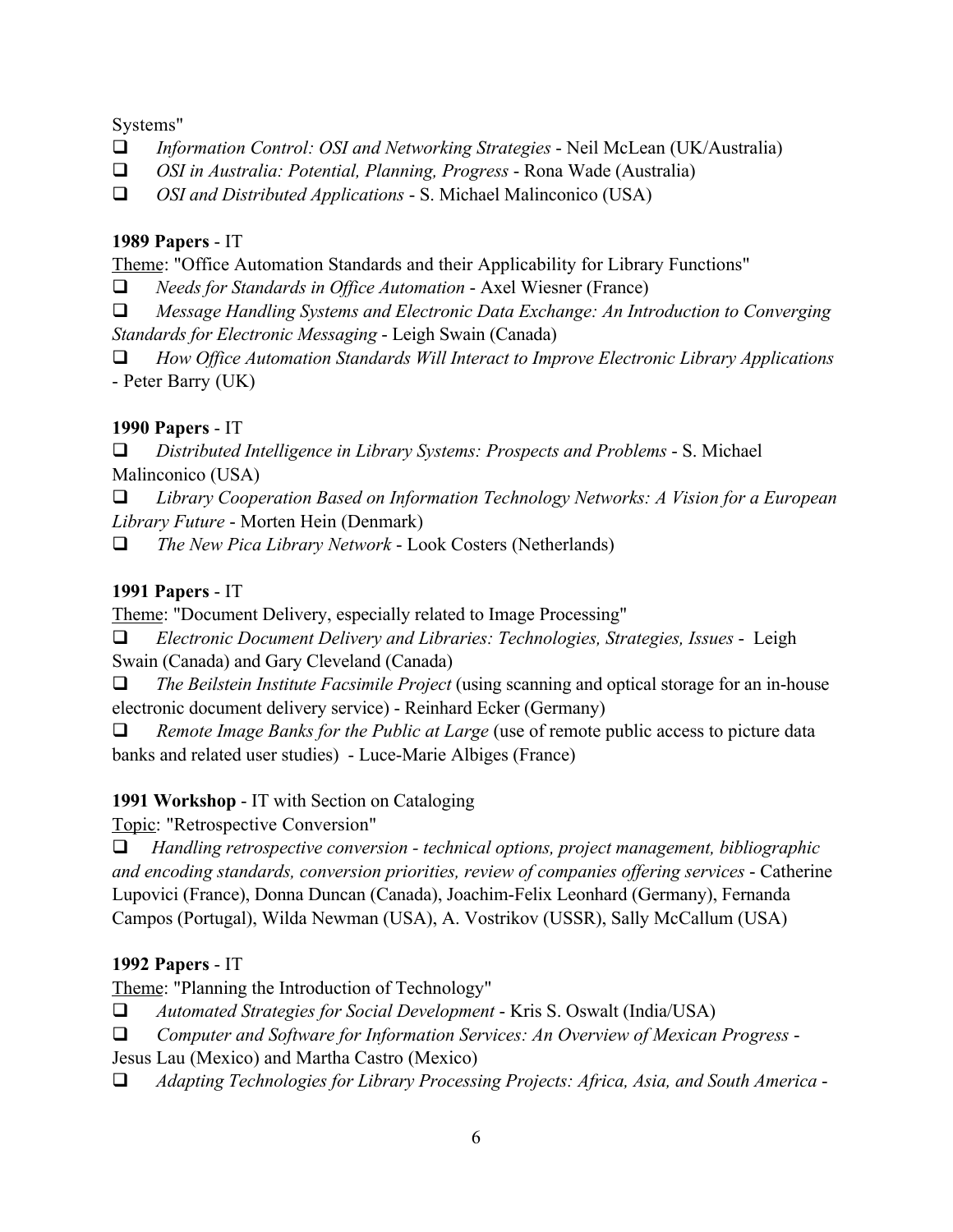Systems"

- *Information Control: OSI and Networking Strategies* - Neil McLean (UK/Australia)
- *OSI in Australia: Potential, Planning, Progress* - Rona Wade (Australia)
- *OSI and Distributed Applications* - S. Michael Malinconico (USA)

**1989 Papers** - IT

Theme: "Office Automation Standards and their Applicability for Library Functions"

- *Needs for Standards in Office Automation* - Axel Wiesner (France)
- *Message Handling Systems and Electronic Data Exchange: An Introduction to Converging Standards for Electronic Messaging* - Leigh Swain (Canada)
- *How Office Automation Standards Will Interact to Improve Electronic Library Applications* - Peter Barry (UK)

**1990 Papers** - IT

- *Distributed Intelligence in Library Systems: Prospects and Problems* - S. Michael Malinconico (USA)
- *Library Cooperation Based on Information Technology Networks: A Vision for a European Library Future* - Morten Hein (Denmark)
- *The New Pica Library Network* - Look Costers (Netherlands)

**1991 Papers** - IT

Theme: "Document Delivery, especially related to Image Processing"

- *Electronic Document Delivery and Libraries: Technologies, Strategies, Issues* - Leigh Swain (Canada) and Gary Cleveland (Canada)
- *The Beilstein Institute Facsimile Project* (using scanning and optical storage for an in-house electronic document delivery service) - Reinhard Ecker (Germany)
- *Remote Image Banks for the Public at Large* (use of remote public access to picture data banks and related user studies) - Luce-Marie Albiges (France)

**1991 Workshop** - IT with Section on Cataloging

Topic: "Retrospective Conversion"

- *Handling retrospective conversion - technical options, project management, bibliographic and encoding standards, conversion priorities, review of companies offering services* - Catherine Lupovici (France), Donna Duncan (Canada), Joachim-Felix Leonhard (Germany), Fernanda Campos (Portugal), Wilda Newman (USA), A. Vostrikov (USSR), Sally McCallum (USA)

**1992 Papers** - IT

Theme: "Planning the Introduction of Technology"

- *Automated Strategies for Social Development* - Kris S. Oswalt (India/USA)
- *Computer and Software for Information Services: An Overview of Mexican Progress* - Jesus Lau (Mexico) and Martha Castro (Mexico)
- *Adapting Technologies for Library Processing Projects: Africa, Asia, and South America* -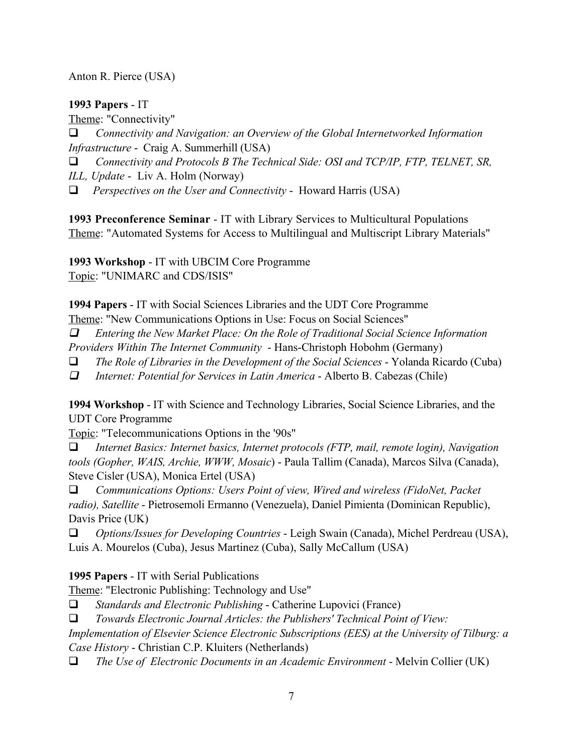Anton R. Pierce (USA)

**1993 Papers** - IT

Theme: "Connectivity"

- *Connectivity and Navigation: an Overview of the Global Internetworked Information Infrastructure* - Craig A. Summerhill (USA)
- *Connectivity and Protocols B The Technical Side: OSI and TCP/IP, FTP, TELNET, SR, ILL, Update* - Liv A. Holm (Norway)
- *Perspectives on the User and Connectivity* - Howard Harris (USA)

**1993 Preconference Seminar** - IT with Library Services to Multicultural Populations

Theme: "Automated Systems for Access to Multilingual and Multiscript Library Materials"

**1993 Workshop** - IT with UBCIM Core Programme

Topic: "UNIMARC and CDS/ISIS"

**1994 Papers** - IT with Social Sciences Libraries and the UDT Core Programme

Theme: "New Communications Options in Use: Focus on Social Sciences"

- *Entering the New Market Place: On the Role of Traditional Social Science Information Providers Within The Internet Community* - Hans-Christoph Hobohm (Germany)
- *The Role of Libraries in the Development of the Social Sciences* - Yolanda Ricardo (Cuba)
- *Internet: Potential for Services in Latin America* - Alberto B. Cabezas (Chile)

**1994 Workshop** - IT with Science and Technology Libraries, Social Science Libraries, and the UDT Core Programme

Topic: "Telecommunications Options in the '90s"

- *Internet Basics: Internet basics, Internet protocols (FTP, mail, remote login), Navigation tools (Gopher, WAIS, Archie, WWW, Mosaic*) - Paula Tallim (Canada), Marcos Silva (Canada), Steve Cisler (USA), Monica Ertel (USA)
- *Communications Options: Users Point of view, Wired and wireless (FidoNet, Packet radio), Satellite* - Pietrosemoli Ermanno (Venezuela), Daniel Pimienta (Dominican Republic), Davis Price (UK)
- *Options/Issues for Developing Countries* - Leigh Swain (Canada), Michel Perdreau (USA), Luis A. Mourelos (Cuba), Jesus Martinez (Cuba), Sally McCallum (USA)

**1995 Papers** - IT with Serial Publications

Theme: "Electronic Publishing: Technology and Use"

- *Standards and Electronic Publishing* - Catherine Lupovici (France)
- *Towards Electronic Journal Articles: the Publishers' Technical Point of View: Implementation of Elsevier Science Electronic Subscriptions (EES) at the University of Tilburg: a Case History* - Christian C.P. Kluiters (Netherlands)
- *The Use of Electronic Documents in an Academic Environment* - Melvin Collier (UK)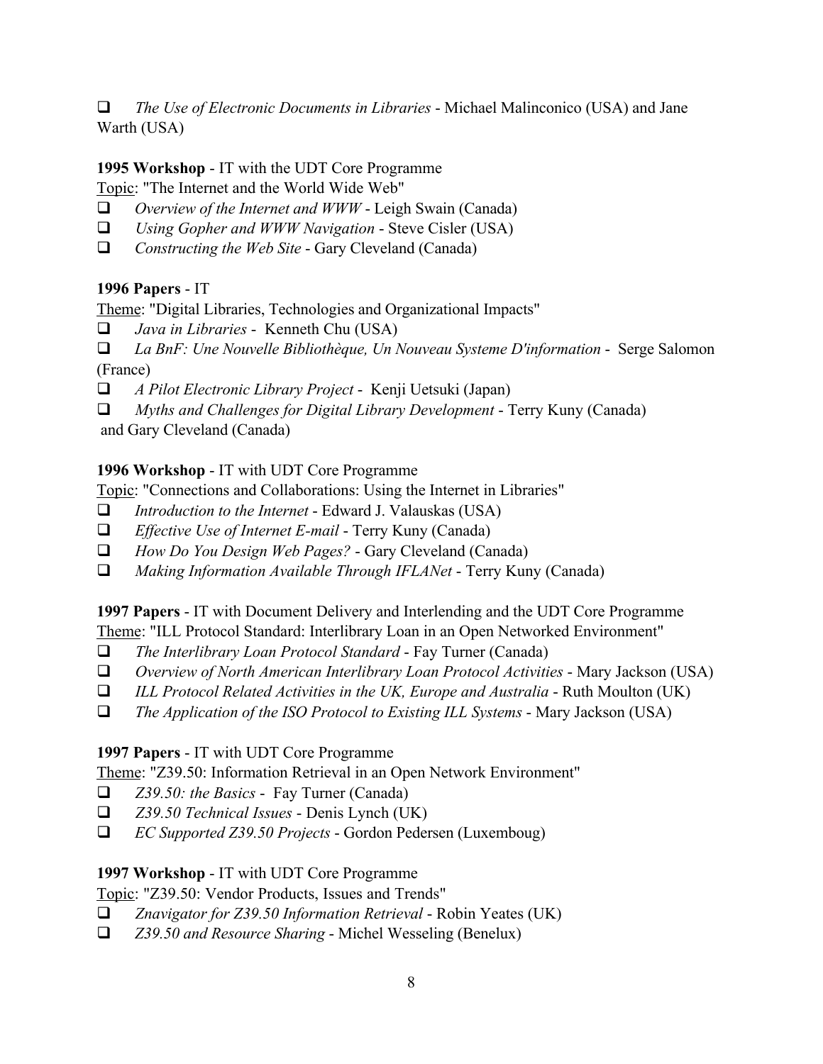- *The Use of Electronic Documents in Libraries* - Michael Malinconico (USA) and Jane Warth (USA)

**1995 Workshop** - IT with the UDT Core Programme

Topic: "The Internet and the World Wide Web"

- *Overview of the Internet and WWW* - Leigh Swain (Canada)
- *Using Gopher and WWW Navigation* - Steve Cisler (USA)
- *Constructing the Web Site* - Gary Cleveland (Canada)

**1996 Papers** - IT

Theme: "Digital Libraries, Technologies and Organizational Impacts"

- *Java in Libraries* - Kenneth Chu (USA)
- *La BnF: Une Nouvelle Bibliothèque, Un Nouveau Systeme D'information* - Serge Salomon (France)
- *A Pilot Electronic Library Project* - Kenji Uetsuki (Japan)
- *Myths and Challenges for Digital Library Development* - Terry Kuny (Canada) and Gary Cleveland (Canada)

**1996 Workshop** - IT with UDT Core Programme

Topic: "Connections and Collaborations: Using the Internet in Libraries"

- *Introduction to the Internet* - Edward J. Valauskas (USA)
- *Effective Use of Internet E-mail* - Terry Kuny (Canada)
- *How Do You Design Web Pages?* - Gary Cleveland (Canada)
- *Making Information Available Through IFLANet* - Terry Kuny (Canada)

**1997 Papers** - IT with Document Delivery and Interlending and the UDT Core Programme

Theme: "ILL Protocol Standard: Interlibrary Loan in an Open Networked Environment"

- *The Interlibrary Loan Protocol Standard* - Fay Turner (Canada)
- *Overview of North American Interlibrary Loan Protocol Activities* - Mary Jackson (USA)
- *ILL Protocol Related Activities in the UK, Europe and Australia* - Ruth Moulton (UK)
- *The Application of the ISO Protocol to Existing ILL Systems* - Mary Jackson (USA)

**1997 Papers** - IT with UDT Core Programme

Theme: "Z39.50: Information Retrieval in an Open Network Environment"

- *Z39.50: the Basics* - Fay Turner (Canada)
- *Z39.50 Technical Issues* - Denis Lynch (UK)
- *EC Supported Z39.50 Projects* - Gordon Pedersen (Luxemboug)

**1997 Workshop** - IT with UDT Core Programme

Topic: "Z39.50: Vendor Products, Issues and Trends"

- *Znavigator for Z39.50 Information Retrieval* - Robin Yeates (UK)
- *Z39.50 and Resource Sharing* - Michel Wesseling (Benelux)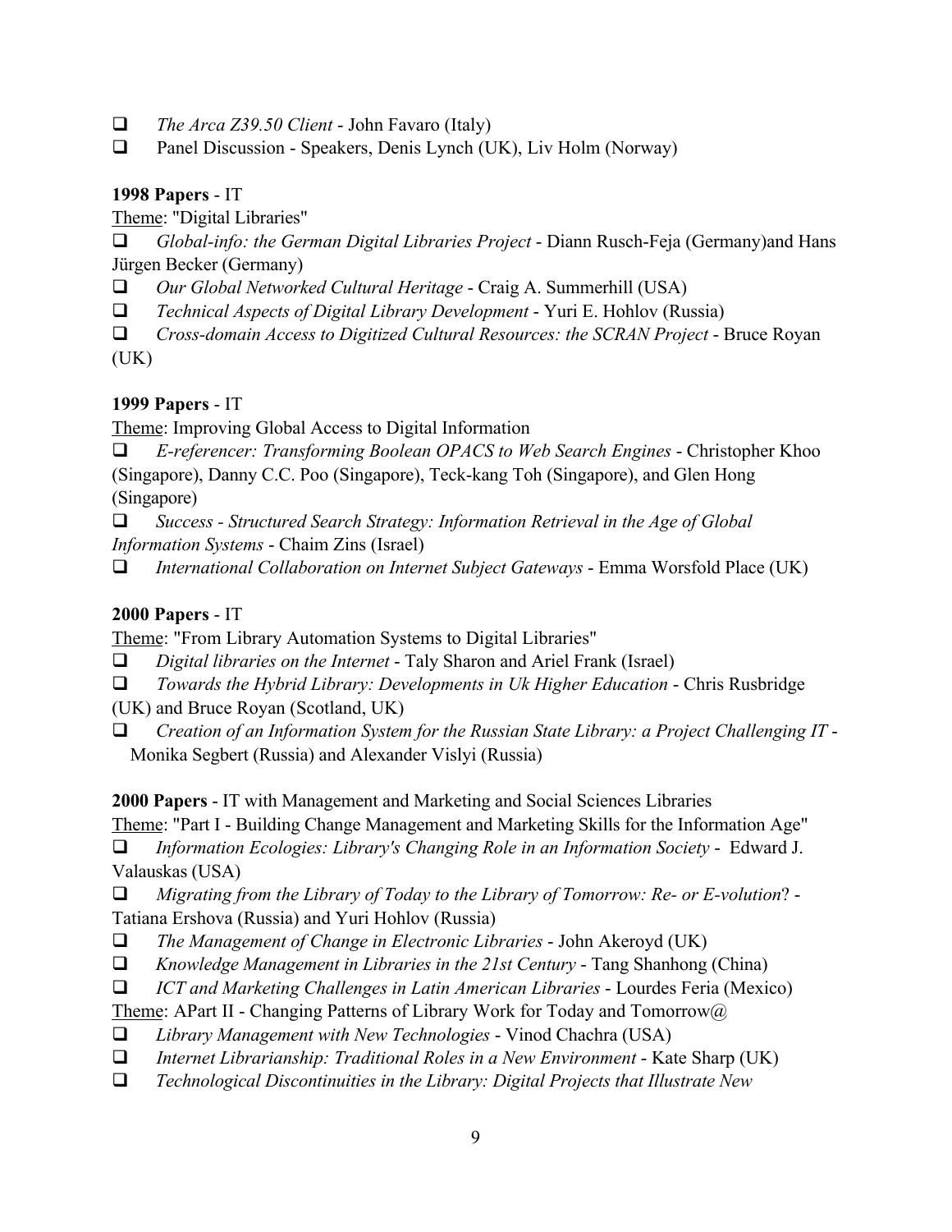- *The Arca Z39.50 Client* - John Favaro (Italy)
- Panel Discussion - Speakers, Denis Lynch (UK), Liv Holm (Norway)

**1998 Papers** - IT

Theme: "Digital Libraries"

- *Global-info: the German Digital Libraries Project* - Diann Rusch-Feja (Germany)and Hans Jürgen Becker (Germany)
- *Our Global Networked Cultural Heritage* - Craig A. Summerhill (USA)
- *Technical Aspects of Digital Library Development* - Yuri E. Hohlov (Russia)
- *Cross-domain Access to Digitized Cultural Resources: the SCRAN Project* - Bruce Royan (UK)

**1999 Papers** - IT

Theme: Improving Global Access to Digital Information

- *E-referencer: Transforming Boolean OPACS to Web Search Engines* - Christopher Khoo (Singapore), Danny C.C. Poo (Singapore), Teck-kang Toh (Singapore), and Glen Hong (Singapore)
- *Success - Structured Search Strategy: Information Retrieval in the Age of Global Information Systems* - Chaim Zins (Israel)
- *International Collaboration on Internet Subject Gateways* - Emma Worsfold Place (UK)

**2000 Papers** - IT

Theme: "From Library Automation Systems to Digital Libraries"

- *Digital libraries on the Internet* - Taly Sharon and Ariel Frank (Israel)
- *Towards the Hybrid Library: Developments in Uk Higher Education* - Chris Rusbridge (UK) and Bruce Royan (Scotland, UK)
- *Creation of an Information System for the Russian State Library: a Project Challenging IT* - Monika Segbert (Russia) and Alexander Vislyi (Russia)

**2000 Papers** - IT with Management and Marketing and Social Sciences Libraries

Theme: "Part I - Building Change Management and Marketing Skills for the Information Age"

- *Information Ecologies: Library's Changing Role in an Information Society* - Edward J. Valauskas (USA)
- *Migrating from the Library of Today to the Library of Tomorrow: Re- or E-volution*? - Tatiana Ershova (Russia) and Yuri Hohlov (Russia)
- *The Management of Change in Electronic Libraries* - John Akeroyd (UK)
- *Knowledge Management in Libraries in the 21st Century* - Tang Shanhong (China)
- *ICT and Marketing Challenges in Latin American Libraries* - Lourdes Feria (Mexico)

Theme: APart II - Changing Patterns of Library Work for Today and Tomorrow@

- *Library Management with New Technologies* - Vinod Chachra (USA)
- *Internet Librarianship: Traditional Roles in a New Environment* - Kate Sharp (UK)
- *Technological Discontinuities in the Library: Digital Projects that Illustrate New*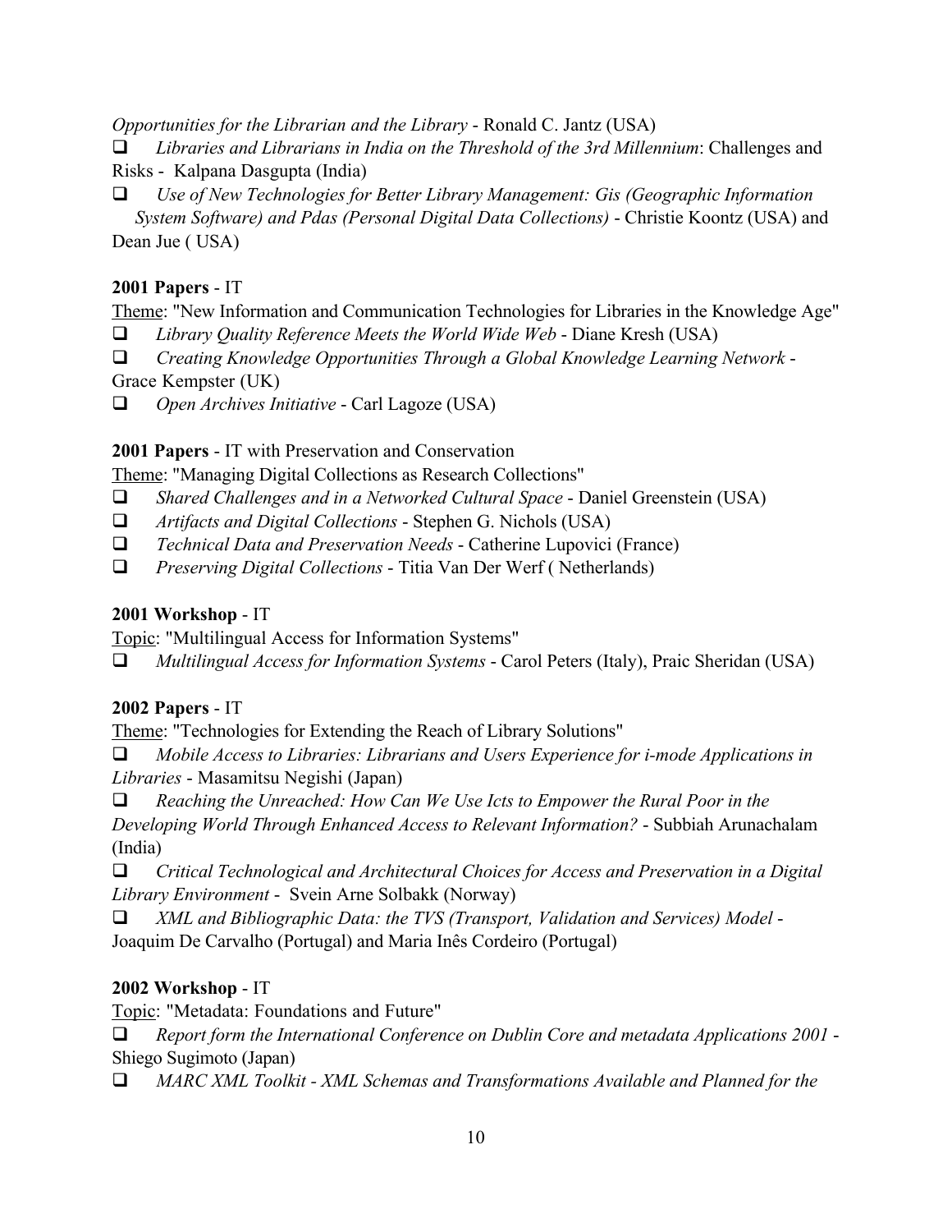*Opportunities for the Librarian and the Library* - Ronald C. Jantz (USA)

- *Libraries and Librarians in India on the Threshold of the 3rd Millennium*: Challenges and Risks - Kalpana Dasgupta (India)
- *Use of New Technologies for Better Library Management: Gis (Geographic Information System Software) and Pdas (Personal Digital Data Collections)* - Christie Koontz (USA) and Dean Jue ( USA)

**2001 Papers** - IT

Theme: "New Information and Communication Technologies for Libraries in the Knowledge Age"

- *Library Quality Reference Meets the World Wide Web* - Diane Kresh (USA)
- *Creating Knowledge Opportunities Through a Global Knowledge Learning Network* - Grace Kempster (UK)
- *Open Archives Initiative* - Carl Lagoze (USA)

**2001 Papers** - IT with Preservation and Conservation

Theme: "Managing Digital Collections as Research Collections"

- *Shared Challenges and in a Networked Cultural Space* - Daniel Greenstein (USA)
- *Artifacts and Digital Collections* - Stephen G. Nichols (USA)
- *Technical Data and Preservation Needs* - Catherine Lupovici (France)
- *Preserving Digital Collections* - Titia Van Der Werf ( Netherlands)

**2001 Workshop** - IT

Topic: "Multilingual Access for Information Systems"

- *Multilingual Access for Information Systems* - Carol Peters (Italy), Praic Sheridan (USA)

**2002 Papers** - IT

Theme: "Technologies for Extending the Reach of Library Solutions"

- *Mobile Access to Libraries: Librarians and Users Experience for i-mode Applications in Libraries* - Masamitsu Negishi (Japan)
- *Reaching the Unreached: How Can We Use Icts to Empower the Rural Poor in the Developing World Through Enhanced Access to Relevant Information?* - Subbiah Arunachalam (India)
- *Critical Technological and Architectural Choices for Access and Preservation in a Digital Library Environment* - Svein Arne Solbakk (Norway)
- *XML and Bibliographic Data: the TVS (Transport, Validation and Services) Model* - Joaquim De Carvalho (Portugal) and Maria Inês Cordeiro (Portugal)

**2002 Workshop** - IT

Topic: "Metadata: Foundations and Future"

- *Report form the International Conference on Dublin Core and metadata Applications 2001* - Shiego Sugimoto (Japan)
- *MARC XML Toolkit - XML Schemas and Transformations Available and Planned for the*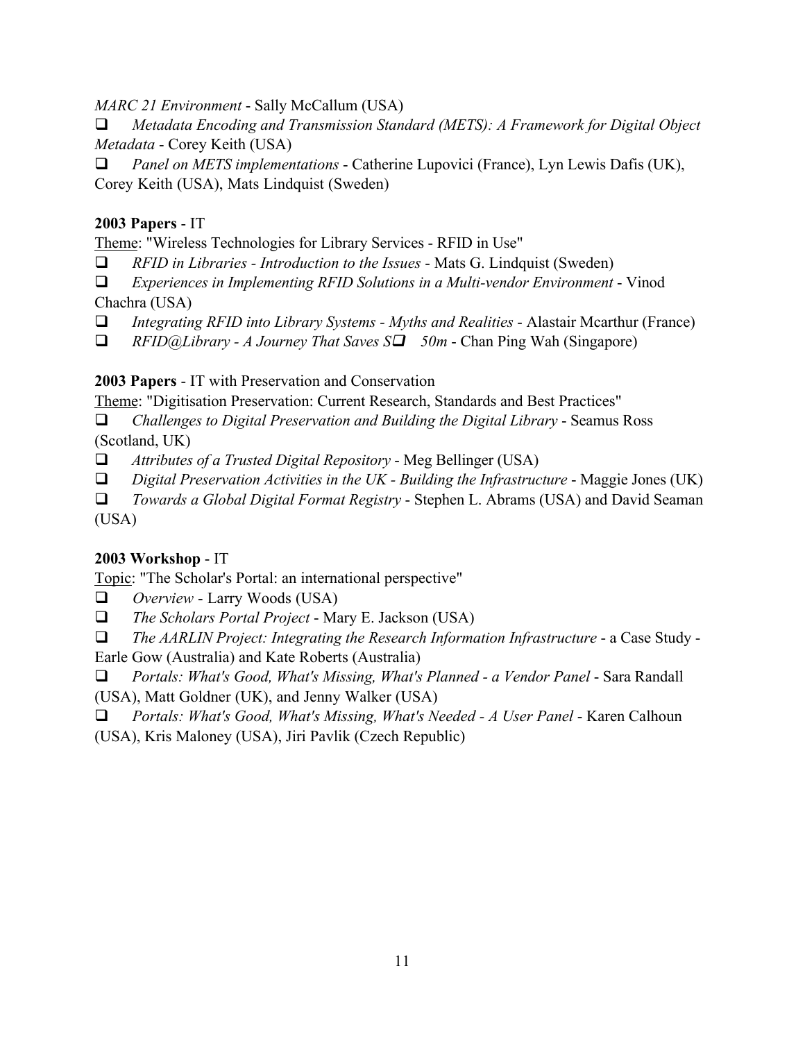*MARC 21 Environment* - Sally McCallum (USA)

- *Metadata Encoding and Transmission Standard (METS): A Framework for Digital Object Metadata* - Corey Keith (USA)
- *Panel on METS implementations* - Catherine Lupovici (France), Lyn Lewis Dafis (UK), Corey Keith (USA), Mats Lindquist (Sweden)

**2003 Papers** - IT

Theme: "Wireless Technologies for Library Services - RFID in Use"

- *RFID in Libraries - Introduction to the Issues* - Mats G. Lindquist (Sweden)
- *Experiences in Implementing RFID Solutions in a Multi-vendor Environment* - Vinod Chachra (USA)
- *Integrating RFID into Library Systems - Myths and Realities* - Alastair Mcarthur (France)
- *RFID@Library - A Journey That Saves S❑ 50m* - Chan Ping Wah (Singapore)

**2003 Papers** - IT with Preservation and Conservation

Theme: "Digitisation Preservation: Current Research, Standards and Best Practices"

- *Challenges to Digital Preservation and Building the Digital Library* - Seamus Ross (Scotland, UK)
- *Attributes of a Trusted Digital Repository* - Meg Bellinger (USA)
- *Digital Preservation Activities in the UK - Building the Infrastructure* - Maggie Jones (UK)
- *Towards a Global Digital Format Registry* - Stephen L. Abrams (USA) and David Seaman (USA)

**2003 Workshop** - IT

Topic: "The Scholar's Portal: an international perspective"

- *Overview* - Larry Woods (USA)
- *The Scholars Portal Project* - Mary E. Jackson (USA)
- *The AARLIN Project: Integrating the Research Information Infrastructure* - a Case Study - Earle Gow (Australia) and Kate Roberts (Australia)
- *Portals: What's Good, What's Missing, What's Planned - a Vendor Panel* - Sara Randall (USA), Matt Goldner (UK), and Jenny Walker (USA)
- *Portals: What's Good, What's Missing, What's Needed - A User Panel* - Karen Calhoun (USA), Kris Maloney (USA), Jiri Pavlik (Czech Republic)